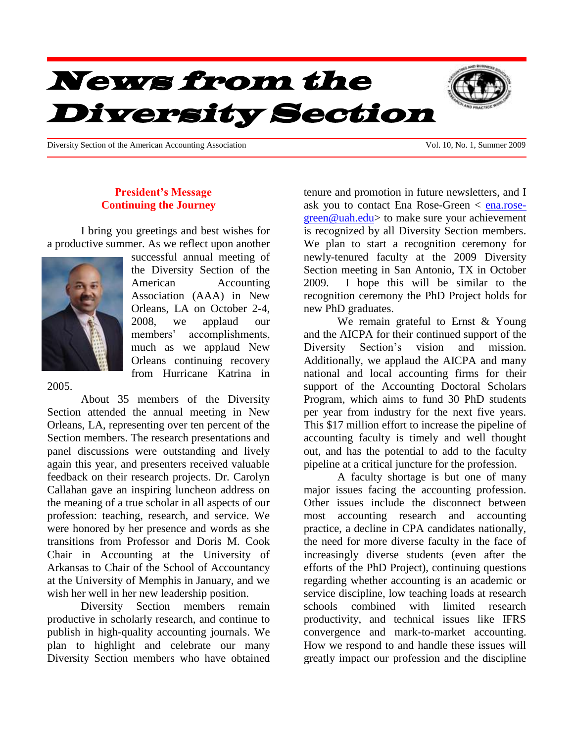# News from the Diversity Section

Diversity Section of the American Accounting Association Vol. 10, No. 1, Summer 2009

## President's Message
## Continuing the Journey

I bring you greetings and best wishes for a productive summer. As we reflect upon another successful annual meeting of the Diversity Section of the American Accounting Association (AAA) in New Orleans, LA on October 2-4, 2008, we applaud our members' accomplishments, much as we applaud New Orleans continuing recovery from Hurricane Katrina in 2005.

About 35 members of the Diversity Section attended the annual meeting in New Orleans, LA, representing over ten percent of the Section members. The research presentations and panel discussions were outstanding and lively again this year, and presenters received valuable feedback on their research projects. Dr. Carolyn Callahan gave an inspiring luncheon address on the meaning of a true scholar in all aspects of our profession: teaching, research, and service. We were honored by her presence and words as she transitions from Professor and Doris M. Cook Chair in Accounting at the University of Arkansas to Chair of the School of Accountancy at the University of Memphis in January, and we wish her well in her new leadership position.

Diversity Section members remain productive in scholarly research, and continue to publish in high-quality accounting journals. We plan to highlight and celebrate our many Diversity Section members who have obtained tenure and promotion in future newsletters, and I ask you to contact Ena Rose-Green < ena.rose-green@uah.edu> to make sure your achievement is recognized by all Diversity Section members. We plan to start a recognition ceremony for newly-tenured faculty at the 2009 Diversity Section meeting in San Antonio, TX in October 2009. I hope this will be similar to the recognition ceremony the PhD Project holds for new PhD graduates.

We remain grateful to Ernst & Young and the AICPA for their continued support of the Diversity Section's vision and mission. Additionally, we applaud the AICPA and many national and local accounting firms for their support of the Accounting Doctoral Scholars Program, which aims to fund 30 PhD students per year from industry for the next five years. This $17 million effort to increase the pipeline of accounting faculty is timely and well thought out, and has the potential to add to the faculty pipeline at a critical juncture for the profession.

A faculty shortage is but one of many major issues facing the accounting profession. Other issues include the disconnect between most accounting research and accounting practice, a decline in CPA candidates nationally, the need for more diverse faculty in the face of increasingly diverse students (even after the efforts of the PhD Project), continuing questions regarding whether accounting is an academic or service discipline, low teaching loads at research schools combined with limited research productivity, and technical issues like IFRS convergence and mark-to-market accounting. How we respond to and handle these issues will greatly impact our profession and the discipline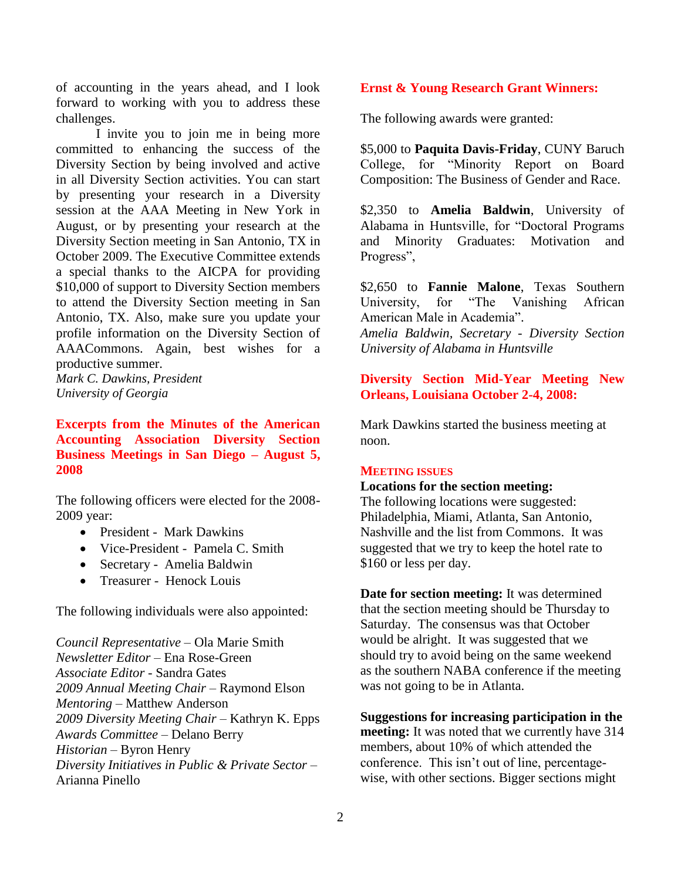of accounting in the years ahead, and I look forward to working with you to address these challenges.

I invite you to join me in being more committed to enhancing the success of the Diversity Section by being involved and active in all Diversity Section activities. You can start by presenting your research in a Diversity session at the AAA Meeting in New York in August, or by presenting your research at the Diversity Section meeting in San Antonio, TX in October 2009. The Executive Committee extends a special thanks to the AICPA for providing $10,000 of support to Diversity Section members to attend the Diversity Section meeting in San Antonio, TX. Also, make sure you update your profile information on the Diversity Section of AAACommons. Again, best wishes for a productive summer.

*Mark C. Dawkins, President*
*University of Georgia*

## Excerpts from the Minutes of the American Accounting Association Diversity Section Business Meetings in San Diego – August 5, 2008

The following officers were elected for the 2008-2009 year:

- President - Mark Dawkins
- Vice-President - Pamela C. Smith
- Secretary - Amelia Baldwin
- Treasurer - Henock Louis

The following individuals were also appointed:

*Council Representative* – Ola Marie Smith
*Newsletter Editor* – Ena Rose-Green
*Associate Editor* - Sandra Gates
*2009 Annual Meeting Chair* – Raymond Elson
*Mentoring* – Matthew Anderson
*2009 Diversity Meeting Chair* – Kathryn K. Epps
*Awards Committee* – Delano Berry
*Historian* – Byron Henry
*Diversity Initiatives in Public & Private Sector* – Arianna Pinello

## Ernst & Young Research Grant Winners:

The following awards were granted:

$5,000 to **Paquita Davis-Friday**, CUNY Baruch College, for "Minority Report on Board Composition: The Business of Gender and Race.

$2,350 to **Amelia Baldwin**, University of Alabama in Huntsville, for "Doctoral Programs and Minority Graduates: Motivation and Progress",

$2,650 to **Fannie Malone**, Texas Southern University, for "The Vanishing African American Male in Academia".

*Amelia Baldwin, Secretary - Diversity Section*
*University of Alabama in Huntsville*

## Diversity Section Mid-Year Meeting New Orleans, Louisiana October 2-4, 2008:

Mark Dawkins started the business meeting at noon.

### MEETING ISSUES

**Locations for the section meeting:**
The following locations were suggested: Philadelphia, Miami, Atlanta, San Antonio, Nashville and the list from Commons. It was suggested that we try to keep the hotel rate to $160 or less per day.

**Date for section meeting:** It was determined that the section meeting should be Thursday to Saturday. The consensus was that October would be alright. It was suggested that we should try to avoid being on the same weekend as the southern NABA conference if the meeting was not going to be in Atlanta.

**Suggestions for increasing participation in the meeting:** It was noted that we currently have 314 members, about 10% of which attended the conference. This isn't out of line, percentage-wise, with other sections. Bigger sections might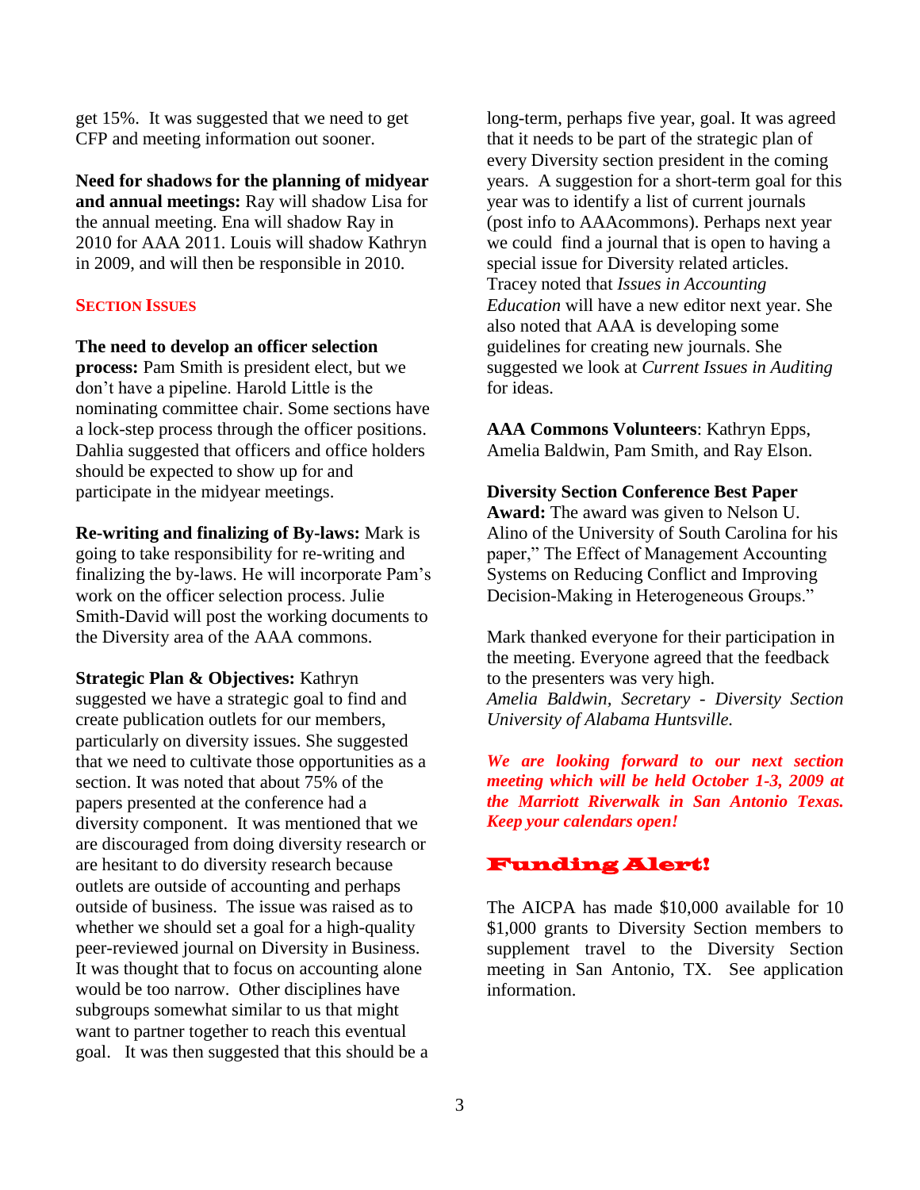get 15%. It was suggested that we need to get CFP and meeting information out sooner.

**Need for shadows for the planning of midyear and annual meetings:** Ray will shadow Lisa for the annual meeting. Ena will shadow Ray in 2010 for AAA 2011. Louis will shadow Kathryn in 2009, and will then be responsible in 2010.

## SECTION ISSUES

**The need to develop an officer selection process:** Pam Smith is president elect, but we don't have a pipeline. Harold Little is the nominating committee chair. Some sections have a lock-step process through the officer positions. Dahlia suggested that officers and office holders should be expected to show up for and participate in the midyear meetings.

**Re-writing and finalizing of By-laws:** Mark is going to take responsibility for re-writing and finalizing the by-laws. He will incorporate Pam's work on the officer selection process. Julie Smith-David will post the working documents to the Diversity area of the AAA commons.

**Strategic Plan & Objectives:** Kathryn suggested we have a strategic goal to find and create publication outlets for our members, particularly on diversity issues. She suggested that we need to cultivate those opportunities as a section. It was noted that about 75% of the papers presented at the conference had a diversity component. It was mentioned that we are discouraged from doing diversity research or are hesitant to do diversity research because outlets are outside of accounting and perhaps outside of business. The issue was raised as to whether we should set a goal for a high-quality peer-reviewed journal on Diversity in Business. It was thought that to focus on accounting alone would be too narrow. Other disciplines have subgroups somewhat similar to us that might want to partner together to reach this eventual goal. It was then suggested that this should be a long-term, perhaps five year, goal. It was agreed that it needs to be part of the strategic plan of every Diversity section president in the coming years. A suggestion for a short-term goal for this year was to identify a list of current journals (post info to AAAcommons). Perhaps next year we could find a journal that is open to having a special issue for Diversity related articles. Tracey noted that *Issues in Accounting Education* will have a new editor next year. She also noted that AAA is developing some guidelines for creating new journals. She suggested we look at *Current Issues in Auditing* for ideas.

**AAA Commons Volunteers**: Kathryn Epps, Amelia Baldwin, Pam Smith, and Ray Elson.

**Diversity Section Conference Best Paper Award:** The award was given to Nelson U. Alino of the University of South Carolina for his paper," The Effect of Management Accounting Systems on Reducing Conflict and Improving Decision-Making in Heterogeneous Groups."

Mark thanked everyone for their participation in the meeting. Everyone agreed that the feedback to the presenters was very high.
*Amelia Baldwin, Secretary - Diversity Section University of Alabama Huntsville.*

***We are looking forward to our next section meeting which will be held October 1-3, 2009 at the Marriott Riverwalk in San Antonio Texas. Keep your calendars open!***

## Funding Alert!

The AICPA has made $10,000 available for 10 $1,000 grants to Diversity Section members to supplement travel to the Diversity Section meeting in San Antonio, TX. See application information.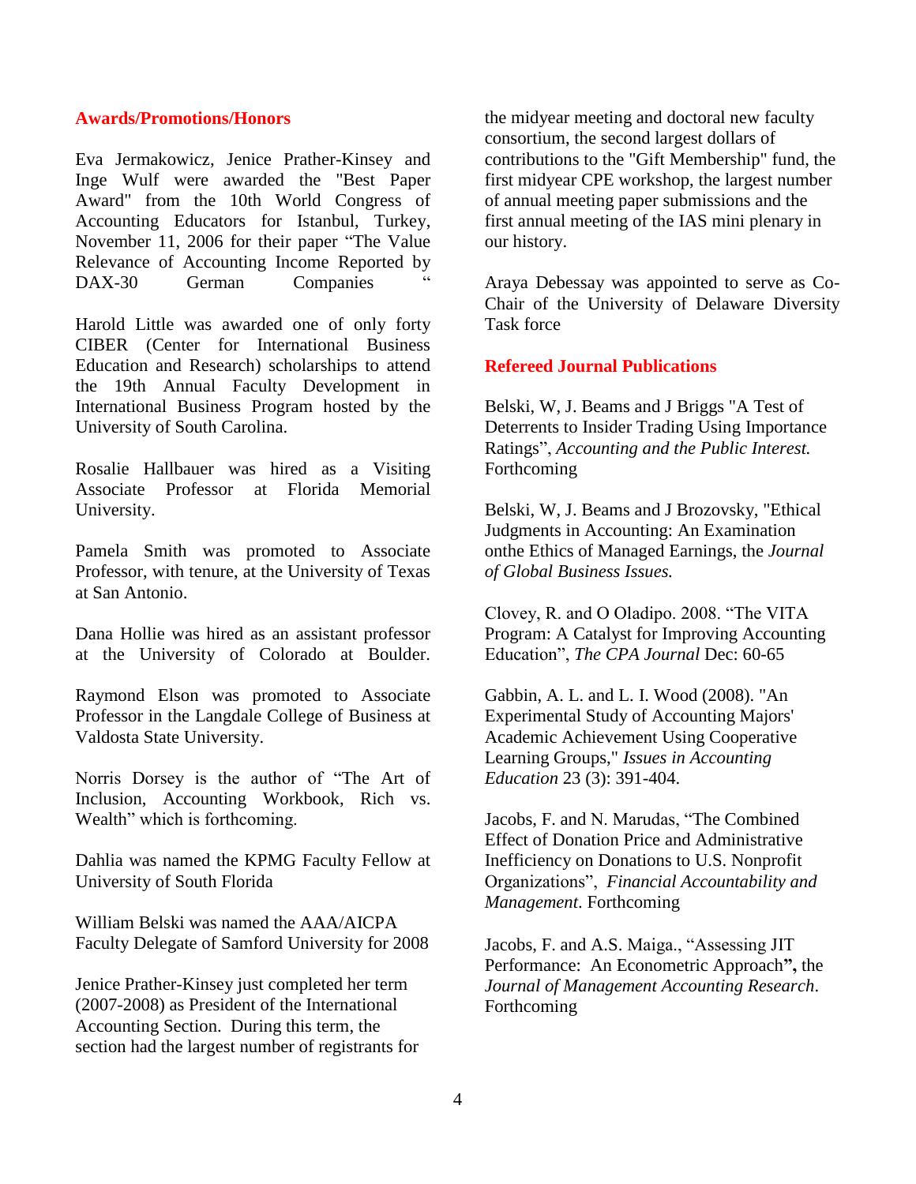## Awards/Promotions/Honors

Eva Jermakowicz, Jenice Prather-Kinsey and Inge Wulf were awarded the "Best Paper Award" from the 10th World Congress of Accounting Educators for Istanbul, Turkey, November 11, 2006 for their paper "The Value Relevance of Accounting Income Reported by DAX-30 German Companies "

Harold Little was awarded one of only forty CIBER (Center for International Business Education and Research) scholarships to attend the 19th Annual Faculty Development in International Business Program hosted by the University of South Carolina.

Rosalie Hallbauer was hired as a Visiting Associate Professor at Florida Memorial University.

Pamela Smith was promoted to Associate Professor, with tenure, at the University of Texas at San Antonio.

Dana Hollie was hired as an assistant professor at the University of Colorado at Boulder.

Raymond Elson was promoted to Associate Professor in the Langdale College of Business at Valdosta State University.

Norris Dorsey is the author of "The Art of Inclusion, Accounting Workbook, Rich vs. Wealth" which is forthcoming.

Dahlia was named the KPMG Faculty Fellow at University of South Florida

William Belski was named the AAA/AICPA Faculty Delegate of Samford University for 2008

Jenice Prather-Kinsey just completed her term (2007-2008) as President of the International Accounting Section. During this term, the section had the largest number of registrants for the midyear meeting and doctoral new faculty consortium, the second largest dollars of contributions to the "Gift Membership" fund, the first midyear CPE workshop, the largest number of annual meeting paper submissions and the first annual meeting of the IAS mini plenary in our history.

Araya Debessay was appointed to serve as Co-Chair of the University of Delaware Diversity Task force

## Refereed Journal Publications

Belski, W, J. Beams and J Briggs "A Test of Deterrents to Insider Trading Using Importance Ratings", *Accounting and the Public Interest.* Forthcoming

Belski, W, J. Beams and J Brozovsky, "Ethical Judgments in Accounting: An Examination onthe Ethics of Managed Earnings, the *Journal of Global Business Issues.*

Clovey, R. and O Oladipo. 2008. "The VITA Program: A Catalyst for Improving Accounting Education", *The CPA Journal* Dec: 60-65

Gabbin, A. L. and L. I. Wood (2008). "An Experimental Study of Accounting Majors' Academic Achievement Using Cooperative Learning Groups," *Issues in Accounting Education* 23 (3): 391-404.

Jacobs, F. and N. Marudas, "The Combined Effect of Donation Price and Administrative Inefficiency on Donations to U.S. Nonprofit Organizations", *Financial Accountability and Management*. Forthcoming

Jacobs, F. and A.S. Maiga., "Assessing JIT Performance: An Econometric Approach**",** the *Journal of Management Accounting Research*. Forthcoming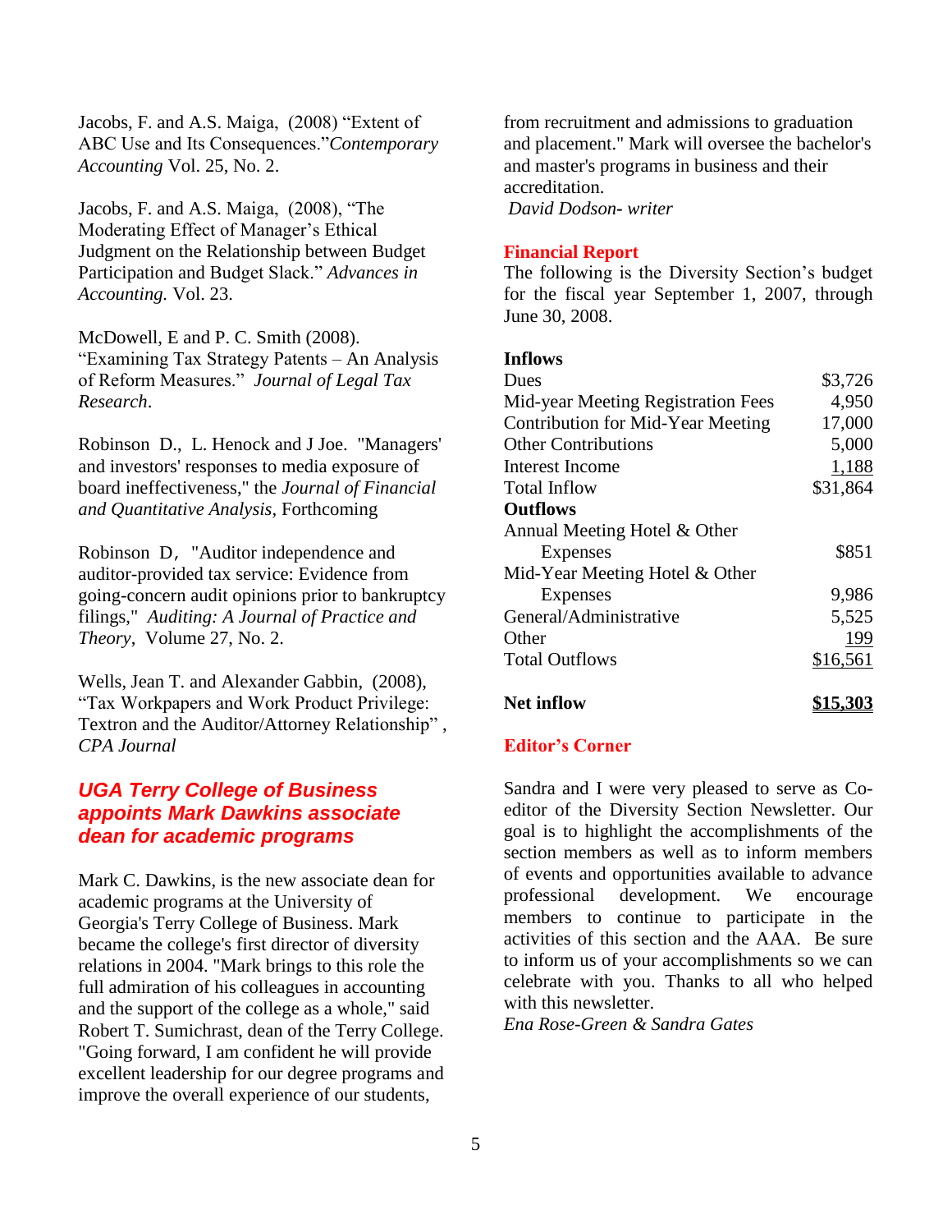Jacobs, F. and A.S. Maiga, (2008) "Extent of ABC Use and Its Consequences."*Contemporary Accounting* Vol. 25, No. 2.

Jacobs, F. and A.S. Maiga, (2008), "The Moderating Effect of Manager's Ethical Judgment on the Relationship between Budget Participation and Budget Slack." *Advances in Accounting.* Vol. 23.

McDowell, E and P. C. Smith (2008). "Examining Tax Strategy Patents – An Analysis of Reform Measures." *Journal of Legal Tax Research*.

Robinson D., L. Henock and J Joe. "Managers' and investors' responses to media exposure of board ineffectiveness," the *Journal of Financial and Quantitative Analysis*, Forthcoming

Robinson D, "Auditor independence and auditor-provided tax service: Evidence from going-concern audit opinions prior to bankruptcy filings," *Auditing: A Journal of Practice and Theory*, Volume 27, No. 2.

Wells, Jean T. and Alexander Gabbin, (2008), "Tax Workpapers and Work Product Privilege: Textron and the Auditor/Attorney Relationship" , *CPA Journal*

## *UGA Terry College of Business appoints Mark Dawkins associate dean for academic programs*

Mark C. Dawkins, is the new associate dean for academic programs at the University of Georgia's Terry College of Business. Mark became the college's first director of diversity relations in 2004. "Mark brings to this role the full admiration of his colleagues in accounting and the support of the college as a whole," said Robert T. Sumichrast, dean of the Terry College. "Going forward, I am confident he will provide excellent leadership for our degree programs and improve the overall experience of our students, from recruitment and admissions to graduation and placement." Mark will oversee the bachelor's and master's programs in business and their accreditation.

*David Dodson- writer*

## Financial Report

The following is the Diversity Section's budget for the fiscal year September 1, 2007, through June 30, 2008.

| | |
|---|---|
| **Inflows** | |
| Dues | $3,726 |
| Mid-year Meeting Registration Fees | 4,950 |
| Contribution for Mid-Year Meeting | 17,000 |
| Other Contributions | 5,000 |
| Interest Income | 1,188 |
| Total Inflow | $31,864 |
| **Outflows** | |
| Annual Meeting Hotel & Other Expenses | $851 |
| Mid-Year Meeting Hotel & Other Expenses | 9,986 |
| General/Administrative | 5,525 |
| Other | 199 |
| Total Outflows | $16,561 |
| **Net inflow** | **$15,303** |

## Editor's Corner

Sandra and I were very pleased to serve as Co-editor of the Diversity Section Newsletter. Our goal is to highlight the accomplishments of the section members as well as to inform members of events and opportunities available to advance professional development. We encourage members to continue to participate in the activities of this section and the AAA. Be sure to inform us of your accomplishments so we can celebrate with you. Thanks to all who helped with this newsletter.

*Ena Rose-Green & Sandra Gates*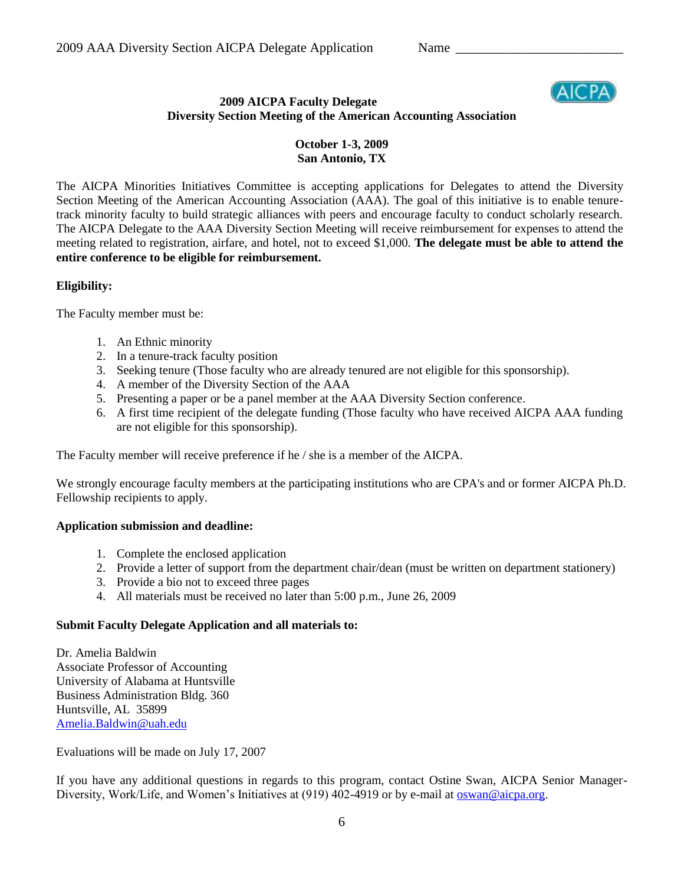# 2009 AICPA Faculty Delegate
## Diversity Section Meeting of the American Accounting Association

**October 1-3, 2009**
**San Antonio, TX**

The AICPA Minorities Initiatives Committee is accepting applications for Delegates to attend the Diversity Section Meeting of the American Accounting Association (AAA). The goal of this initiative is to enable tenure-track minority faculty to build strategic alliances with peers and encourage faculty to conduct scholarly research. The AICPA Delegate to the AAA Diversity Section Meeting will receive reimbursement for expenses to attend the meeting related to registration, airfare, and hotel, not to exceed $1,000. **The delegate must be able to attend the entire conference to be eligible for reimbursement.**

**Eligibility:**

The Faculty member must be:

1. An Ethnic minority
2. In a tenure-track faculty position
3. Seeking tenure (Those faculty who are already tenured are not eligible for this sponsorship).
4. A member of the Diversity Section of the AAA
5. Presenting a paper or be a panel member at the AAA Diversity Section conference.
6. A first time recipient of the delegate funding (Those faculty who have received AICPA AAA funding are not eligible for this sponsorship).

The Faculty member will receive preference if he / she is a member of the AICPA.

We strongly encourage faculty members at the participating institutions who are CPA's and or former AICPA Ph.D. Fellowship recipients to apply.

**Application submission and deadline:**

1. Complete the enclosed application
2. Provide a letter of support from the department chair/dean (must be written on department stationery)
3. Provide a bio not to exceed three pages
4. All materials must be received no later than 5:00 p.m., June 26, 2009

**Submit Faculty Delegate Application and all materials to:**

Dr. Amelia Baldwin
Associate Professor of Accounting
University of Alabama at Huntsville
Business Administration Bldg. 360
Huntsville, AL 35899
Amelia.Baldwin@uah.edu

Evaluations will be made on July 17, 2007

If you have any additional questions in regards to this program, contact Ostine Swan, AICPA Senior Manager-Diversity, Work/Life, and Women's Initiatives at (919) 402-4919 or by e-mail at oswan@aicpa.org.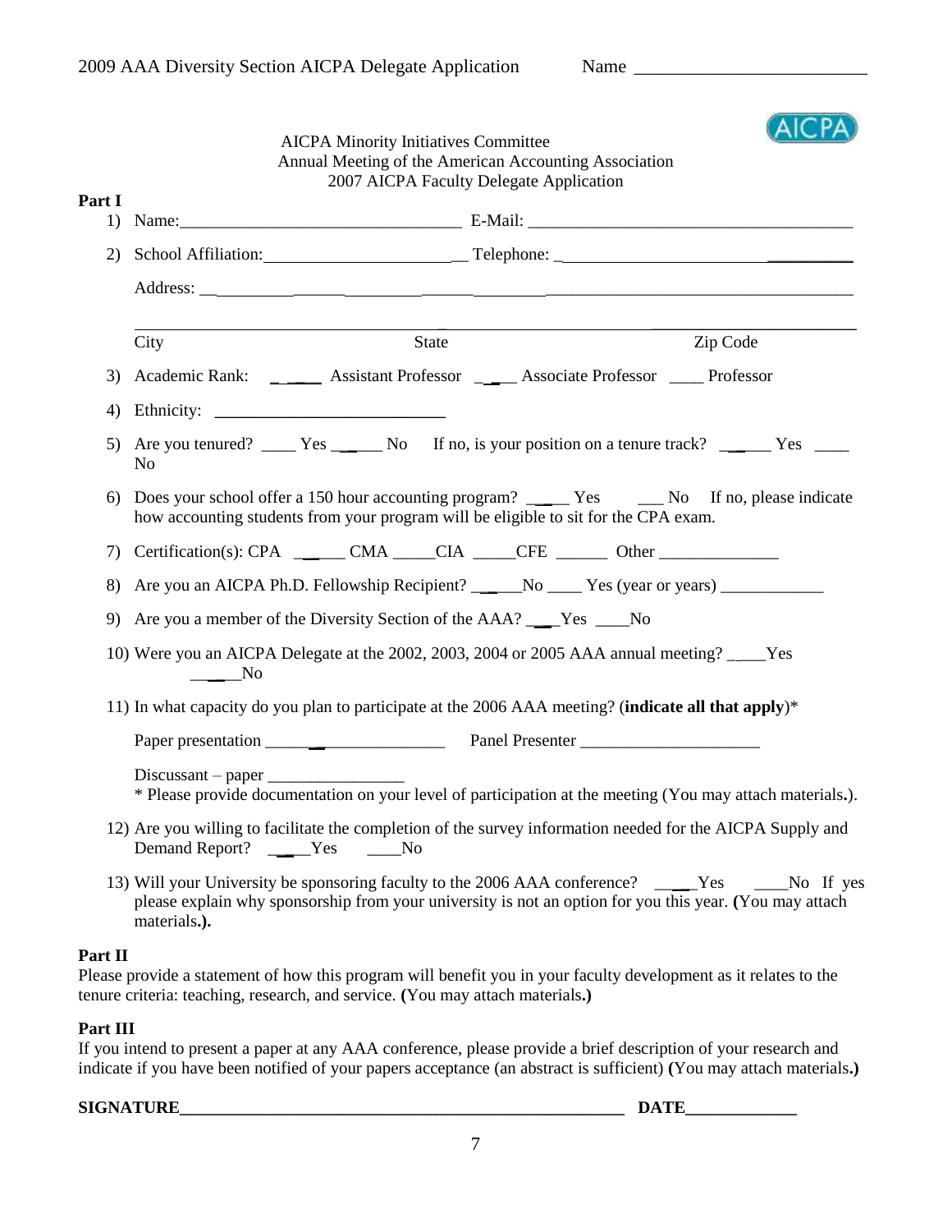2009 AAA Diversity Section AICPA Delegate Application Name ________________________

AICPA Minority Initiatives Committee
Annual Meeting of the American Accounting Association
2007 AICPA Faculty Delegate Application

**Part I**

1) Name:________________________________ E-Mail: ____________________________________

2) School Affiliation:________________________ Telephone: ____________________________________

Address: ______________________________________________________________________________

______________________________________________________________________________

City State Zip Code

3) Academic Rank: ______ Assistant Professor _____ Associate Professor ____ Professor

4) Ethnicity: __________________________

5) Are you tenured? ____ Yes ______ No If no, is your position on a tenure track? ______ Yes ____ No

6) Does your school offer a 150 hour accounting program? _____ Yes ___ No If no, please indicate how accounting students from your program will be eligible to sit for the CPA exam.

7) Certification(s): CPA ______ CMA _____CIA _____CFE ______ Other ______________

8) Are you an AICPA Ph.D. Fellowship Recipient? ______No ____ Yes (year or years) ____________

9) Are you a member of the Diversity Section of the AAA? ____Yes ____No

10) Were you an AICPA Delegate at the 2002, 2003, 2004 or 2005 AAA annual meeting? _____Yes ______No

11) In what capacity do you plan to participate at the 2006 AAA meeting? (**indicate all that apply**)*

Paper presentation ______________________ Panel Presenter _____________________

Discussant – paper ________________
* Please provide documentation on your level of participation at the meeting (You may attach materials.).

12) Are you willing to facilitate the completion of the survey information needed for the AICPA Supply and Demand Report? _____Yes ____No

13) Will your University be sponsoring faculty to the 2006 AAA conference? _____Yes ____No If yes please explain why sponsorship from your university is not an option for you this year. **(**You may attach materials**.).**

**Part II**

Please provide a statement of how this program will benefit you in your faculty development as it relates to the tenure criteria: teaching, research, and service. **(**You may attach materials**.)**

**Part III**

If you intend to present a paper at any AAA conference, please provide a brief description of your research and indicate if you have been notified of your papers acceptance (an abstract is sufficient) **(**You may attach materials**.)**

**SIGNATURE**_______________________________________________ **DATE**_____________